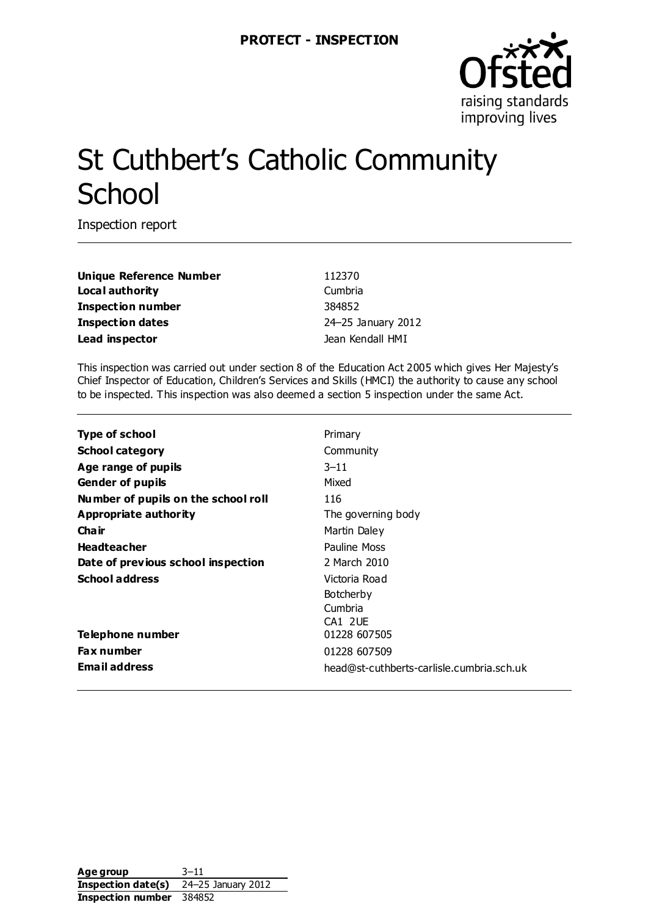**PROTECT - INSPECTION**

# St Cuthbert's Catholic Community School

Inspection report

| | |
|---|---|
| **Unique Reference Number** | 112370 |
| **Local authority** | Cumbria |
| **Inspection number** | 384852 |
| **Inspection dates** | 24–25 January 2012 |
| **Lead inspector** | Jean Kendall HMI |

This inspection was carried out under section 8 of the Education Act 2005 which gives Her Majesty's Chief Inspector of Education, Children's Services and Skills (HMCI) the authority to cause any school to be inspected. This inspection was also deemed a section 5 inspection under the same Act.

| | |
|---|---|
| **Type of school** | Primary |
| **School category** | Community |
| **Age range of pupils** | 3–11 |
| **Gender of pupils** | Mixed |
| **Number of pupils on the school roll** | 116 |
| **Appropriate authority** | The governing body |
| **Chair** | Martin Daley |
| **Headteacher** | Pauline Moss |
| **Date of previous school inspection** | 2 March 2010 |
| **School address** | Victoria Road<br>Botcherby<br>Cumbria<br>CA1 2UE |
| **Telephone number** | 01228 607505 |
| **Fax number** | 01228 607509 |
| **Email address** | head@st-cuthberts-carlisle.cumbria.sch.uk |

| | |
|---|---|
| **Age group** | 3–11 |
| **Inspection date(s)** | 24–25 January 2012 |
| **Inspection number** | 384852 |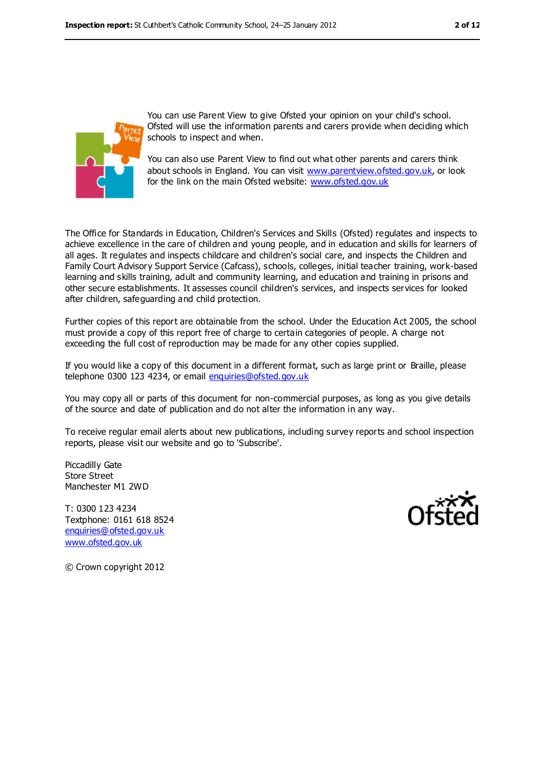You can use Parent View to give Ofsted your opinion on your child's school. Ofsted will use the information parents and carers provide when deciding which schools to inspect and when.

You can also use Parent View to find out what other parents and carers think about schools in England. You can visit www.parentview.ofsted.gov.uk, or look for the link on the main Ofsted website: www.ofsted.gov.uk

The Office for Standards in Education, Children's Services and Skills (Ofsted) regulates and inspects to achieve excellence in the care of children and young people, and in education and skills for learners of all ages. It regulates and inspects childcare and children's social care, and inspects the Children and Family Court Advisory Support Service (Cafcass), schools, colleges, initial teacher training, work-based learning and skills training, adult and community learning, and education and training in prisons and other secure establishments. It assesses council children's services, and inspects services for looked after children, safeguarding and child protection.

Further copies of this report are obtainable from the school. Under the Education Act 2005, the school must provide a copy of this report free of charge to certain categories of people. A charge not exceeding the full cost of reproduction may be made for any other copies supplied.

If you would like a copy of this document in a different format, such as large print or Braille, please telephone 0300 123 4234, or email enquiries@ofsted.gov.uk

You may copy all or parts of this document for non-commercial purposes, as long as you give details of the source and date of publication and do not alter the information in any way.

To receive regular email alerts about new publications, including survey reports and school inspection reports, please visit our website and go to 'Subscribe'.

Piccadilly Gate
Store Street
Manchester M1 2WD

T: 0300 123 4234
Textphone: 0161 618 8524
enquiries@ofsted.gov.uk
www.ofsted.gov.uk

© Crown copyright 2012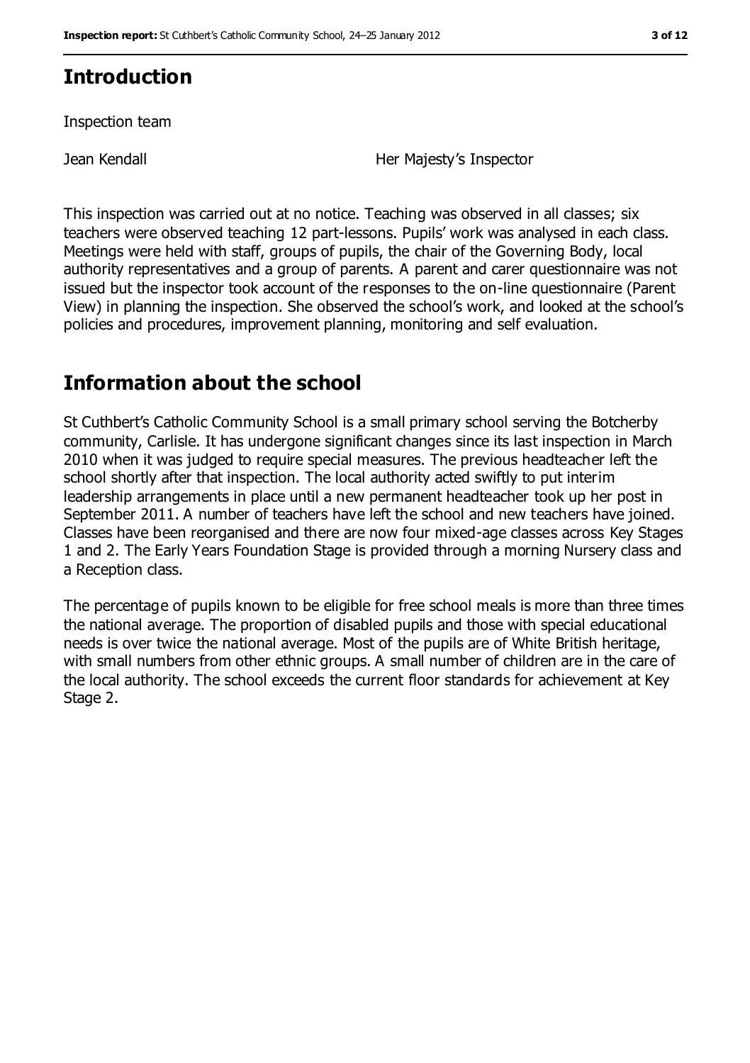## Introduction

Inspection team

| | |
|---|---|
| Jean Kendall | Her Majesty's Inspector |

This inspection was carried out at no notice. Teaching was observed in all classes; six teachers were observed teaching 12 part-lessons. Pupils' work was analysed in each class. Meetings were held with staff, groups of pupils, the chair of the Governing Body, local authority representatives and a group of parents. A parent and carer questionnaire was not issued but the inspector took account of the responses to the on-line questionnaire (Parent View) in planning the inspection. She observed the school's work, and looked at the school's policies and procedures, improvement planning, monitoring and self evaluation.

## Information about the school

St Cuthbert's Catholic Community School is a small primary school serving the Botcherby community, Carlisle. It has undergone significant changes since its last inspection in March 2010 when it was judged to require special measures. The previous headteacher left the school shortly after that inspection. The local authority acted swiftly to put interim leadership arrangements in place until a new permanent headteacher took up her post in September 2011. A number of teachers have left the school and new teachers have joined. Classes have been reorganised and there are now four mixed-age classes across Key Stages 1 and 2. The Early Years Foundation Stage is provided through a morning Nursery class and a Reception class.

The percentage of pupils known to be eligible for free school meals is more than three times the national average. The proportion of disabled pupils and those with special educational needs is over twice the national average. Most of the pupils are of White British heritage, with small numbers from other ethnic groups. A small number of children are in the care of the local authority. The school exceeds the current floor standards for achievement at Key Stage 2.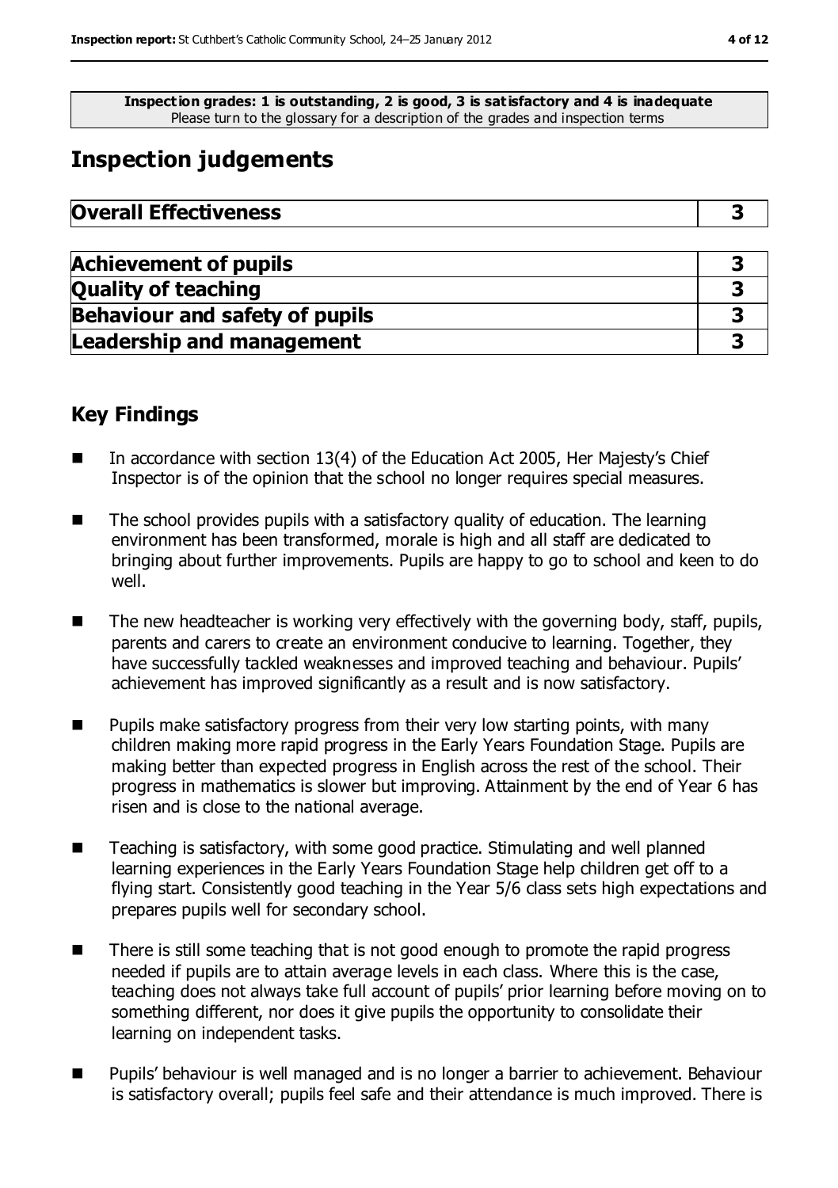**Inspection grades: 1 is outstanding, 2 is good, 3 is satisfactory and 4 is inadequate**
Please turn to the glossary for a description of the grades and inspection terms

# Inspection judgements

| **Overall Effectiveness** | **3** |
|---|---|

| **Achievement of pupils** | **3** |
|---|---|
| **Quality of teaching** | **3** |
| **Behaviour and safety of pupils** | **3** |
| **Leadership and management** | **3** |

## Key Findings

- In accordance with section 13(4) of the Education Act 2005, Her Majesty's Chief Inspector is of the opinion that the school no longer requires special measures.
- The school provides pupils with a satisfactory quality of education. The learning environment has been transformed, morale is high and all staff are dedicated to bringing about further improvements. Pupils are happy to go to school and keen to do well.
- The new headteacher is working very effectively with the governing body, staff, pupils, parents and carers to create an environment conducive to learning. Together, they have successfully tackled weaknesses and improved teaching and behaviour. Pupils' achievement has improved significantly as a result and is now satisfactory.
- Pupils make satisfactory progress from their very low starting points, with many children making more rapid progress in the Early Years Foundation Stage. Pupils are making better than expected progress in English across the rest of the school. Their progress in mathematics is slower but improving. Attainment by the end of Year 6 has risen and is close to the national average.
- Teaching is satisfactory, with some good practice. Stimulating and well planned learning experiences in the Early Years Foundation Stage help children get off to a flying start. Consistently good teaching in the Year 5/6 class sets high expectations and prepares pupils well for secondary school.
- There is still some teaching that is not good enough to promote the rapid progress needed if pupils are to attain average levels in each class. Where this is the case, teaching does not always take full account of pupils' prior learning before moving on to something different, nor does it give pupils the opportunity to consolidate their learning on independent tasks.
- Pupils' behaviour is well managed and is no longer a barrier to achievement. Behaviour is satisfactory overall; pupils feel safe and their attendance is much improved. There is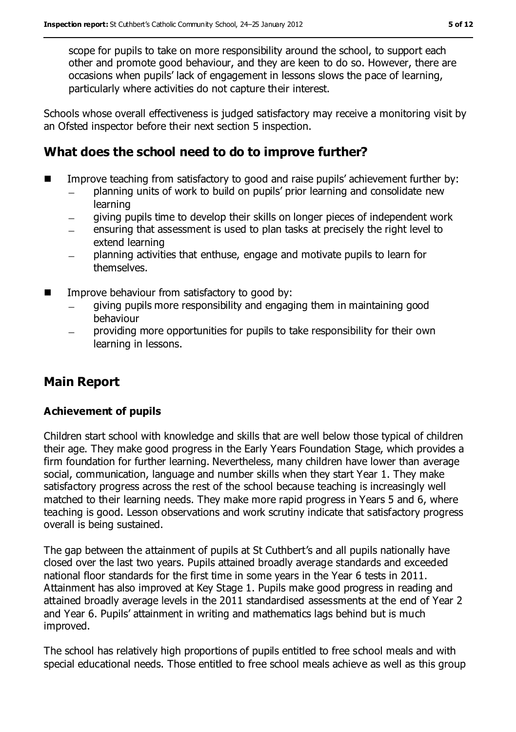scope for pupils to take on more responsibility around the school, to support each other and promote good behaviour, and they are keen to do so. However, there are occasions when pupils' lack of engagement in lessons slows the pace of learning, particularly where activities do not capture their interest.

Schools whose overall effectiveness is judged satisfactory may receive a monitoring visit by an Ofsted inspector before their next section 5 inspection.

## What does the school need to do to improve further?

- Improve teaching from satisfactory to good and raise pupils' achievement further by:
  - planning units of work to build on pupils' prior learning and consolidate new learning
  - giving pupils time to develop their skills on longer pieces of independent work
  - ensuring that assessment is used to plan tasks at precisely the right level to extend learning
  - planning activities that enthuse, engage and motivate pupils to learn for themselves.
- Improve behaviour from satisfactory to good by:
  - giving pupils more responsibility and engaging them in maintaining good behaviour
  - providing more opportunities for pupils to take responsibility for their own learning in lessons.

## Main Report

### Achievement of pupils

Children start school with knowledge and skills that are well below those typical of children their age. They make good progress in the Early Years Foundation Stage, which provides a firm foundation for further learning. Nevertheless, many children have lower than average social, communication, language and number skills when they start Year 1. They make satisfactory progress across the rest of the school because teaching is increasingly well matched to their learning needs. They make more rapid progress in Years 5 and 6, where teaching is good. Lesson observations and work scrutiny indicate that satisfactory progress overall is being sustained.

The gap between the attainment of pupils at St Cuthbert's and all pupils nationally have closed over the last two years. Pupils attained broadly average standards and exceeded national floor standards for the first time in some years in the Year 6 tests in 2011. Attainment has also improved at Key Stage 1. Pupils make good progress in reading and attained broadly average levels in the 2011 standardised assessments at the end of Year 2 and Year 6. Pupils' attainment in writing and mathematics lags behind but is much improved.

The school has relatively high proportions of pupils entitled to free school meals and with special educational needs. Those entitled to free school meals achieve as well as this group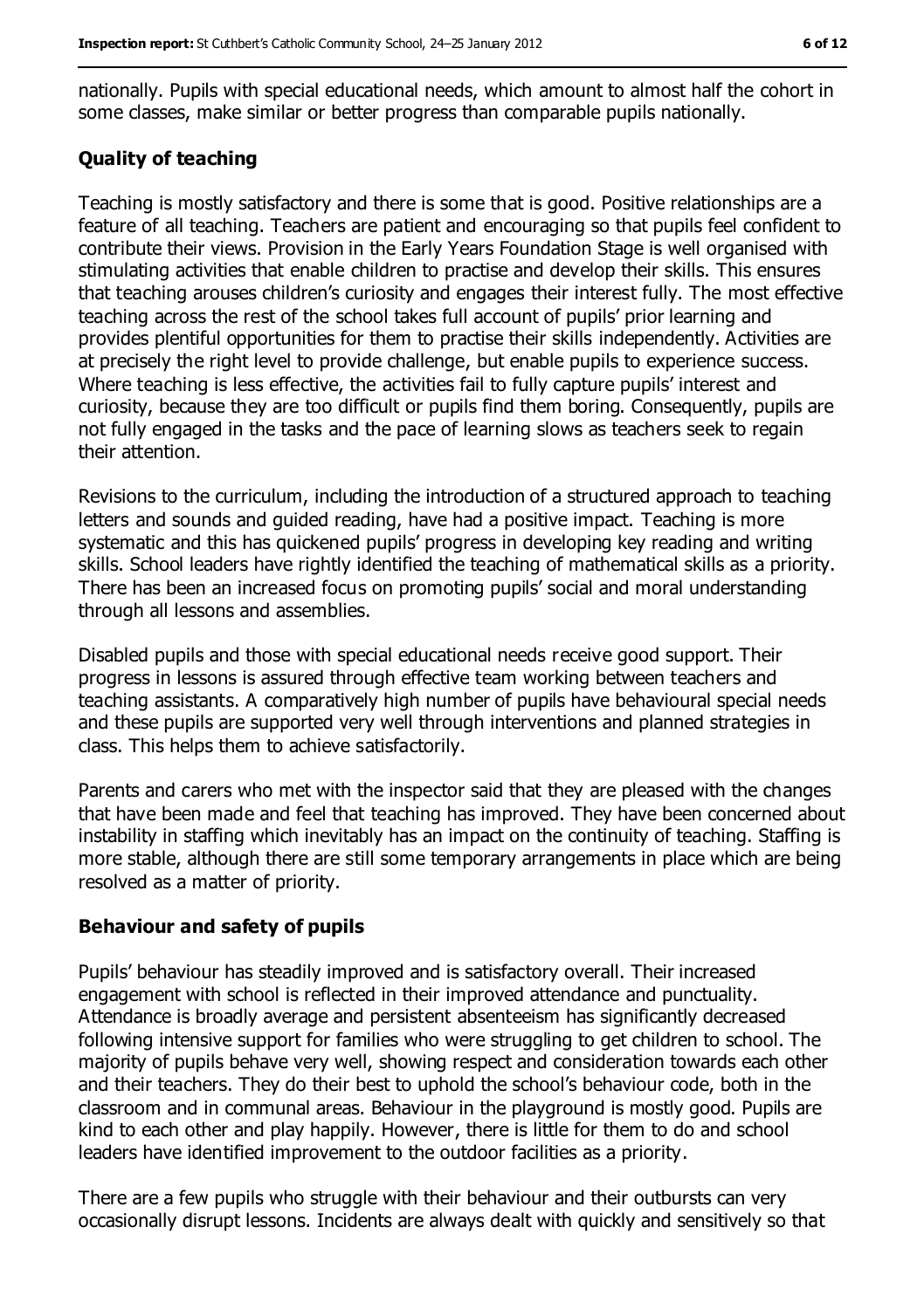nationally. Pupils with special educational needs, which amount to almost half the cohort in some classes, make similar or better progress than comparable pupils nationally.

### Quality of teaching

Teaching is mostly satisfactory and there is some that is good. Positive relationships are a feature of all teaching. Teachers are patient and encouraging so that pupils feel confident to contribute their views. Provision in the Early Years Foundation Stage is well organised with stimulating activities that enable children to practise and develop their skills. This ensures that teaching arouses children's curiosity and engages their interest fully. The most effective teaching across the rest of the school takes full account of pupils' prior learning and provides plentiful opportunities for them to practise their skills independently. Activities are at precisely the right level to provide challenge, but enable pupils to experience success. Where teaching is less effective, the activities fail to fully capture pupils' interest and curiosity, because they are too difficult or pupils find them boring. Consequently, pupils are not fully engaged in the tasks and the pace of learning slows as teachers seek to regain their attention.

Revisions to the curriculum, including the introduction of a structured approach to teaching letters and sounds and guided reading, have had a positive impact. Teaching is more systematic and this has quickened pupils' progress in developing key reading and writing skills. School leaders have rightly identified the teaching of mathematical skills as a priority. There has been an increased focus on promoting pupils' social and moral understanding through all lessons and assemblies.

Disabled pupils and those with special educational needs receive good support. Their progress in lessons is assured through effective team working between teachers and teaching assistants. A comparatively high number of pupils have behavioural special needs and these pupils are supported very well through interventions and planned strategies in class. This helps them to achieve satisfactorily.

Parents and carers who met with the inspector said that they are pleased with the changes that have been made and feel that teaching has improved. They have been concerned about instability in staffing which inevitably has an impact on the continuity of teaching. Staffing is more stable, although there are still some temporary arrangements in place which are being resolved as a matter of priority.

### Behaviour and safety of pupils

Pupils' behaviour has steadily improved and is satisfactory overall. Their increased engagement with school is reflected in their improved attendance and punctuality. Attendance is broadly average and persistent absenteeism has significantly decreased following intensive support for families who were struggling to get children to school. The majority of pupils behave very well, showing respect and consideration towards each other and their teachers. They do their best to uphold the school's behaviour code, both in the classroom and in communal areas. Behaviour in the playground is mostly good. Pupils are kind to each other and play happily. However, there is little for them to do and school leaders have identified improvement to the outdoor facilities as a priority.

There are a few pupils who struggle with their behaviour and their outbursts can very occasionally disrupt lessons. Incidents are always dealt with quickly and sensitively so that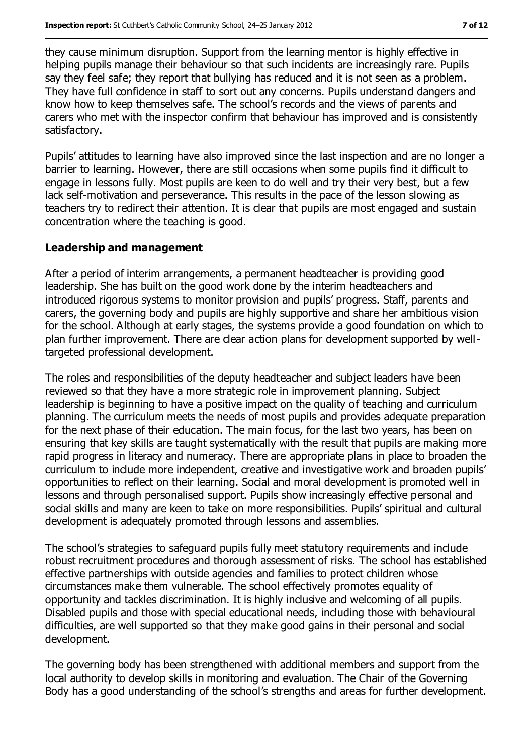they cause minimum disruption. Support from the learning mentor is highly effective in helping pupils manage their behaviour so that such incidents are increasingly rare. Pupils say they feel safe; they report that bullying has reduced and it is not seen as a problem. They have full confidence in staff to sort out any concerns. Pupils understand dangers and know how to keep themselves safe. The school's records and the views of parents and carers who met with the inspector confirm that behaviour has improved and is consistently satisfactory.

Pupils' attitudes to learning have also improved since the last inspection and are no longer a barrier to learning. However, there are still occasions when some pupils find it difficult to engage in lessons fully. Most pupils are keen to do well and try their very best, but a few lack self-motivation and perseverance. This results in the pace of the lesson slowing as teachers try to redirect their attention. It is clear that pupils are most engaged and sustain concentration where the teaching is good.

### Leadership and management

After a period of interim arrangements, a permanent headteacher is providing good leadership. She has built on the good work done by the interim headteachers and introduced rigorous systems to monitor provision and pupils' progress. Staff, parents and carers, the governing body and pupils are highly supportive and share her ambitious vision for the school. Although at early stages, the systems provide a good foundation on which to plan further improvement. There are clear action plans for development supported by well-targeted professional development.

The roles and responsibilities of the deputy headteacher and subject leaders have been reviewed so that they have a more strategic role in improvement planning. Subject leadership is beginning to have a positive impact on the quality of teaching and curriculum planning. The curriculum meets the needs of most pupils and provides adequate preparation for the next phase of their education. The main focus, for the last two years, has been on ensuring that key skills are taught systematically with the result that pupils are making more rapid progress in literacy and numeracy. There are appropriate plans in place to broaden the curriculum to include more independent, creative and investigative work and broaden pupils' opportunities to reflect on their learning. Social and moral development is promoted well in lessons and through personalised support. Pupils show increasingly effective personal and social skills and many are keen to take on more responsibilities. Pupils' spiritual and cultural development is adequately promoted through lessons and assemblies.

The school's strategies to safeguard pupils fully meet statutory requirements and include robust recruitment procedures and thorough assessment of risks. The school has established effective partnerships with outside agencies and families to protect children whose circumstances make them vulnerable. The school effectively promotes equality of opportunity and tackles discrimination. It is highly inclusive and welcoming of all pupils. Disabled pupils and those with special educational needs, including those with behavioural difficulties, are well supported so that they make good gains in their personal and social development.

The governing body has been strengthened with additional members and support from the local authority to develop skills in monitoring and evaluation. The Chair of the Governing Body has a good understanding of the school's strengths and areas for further development.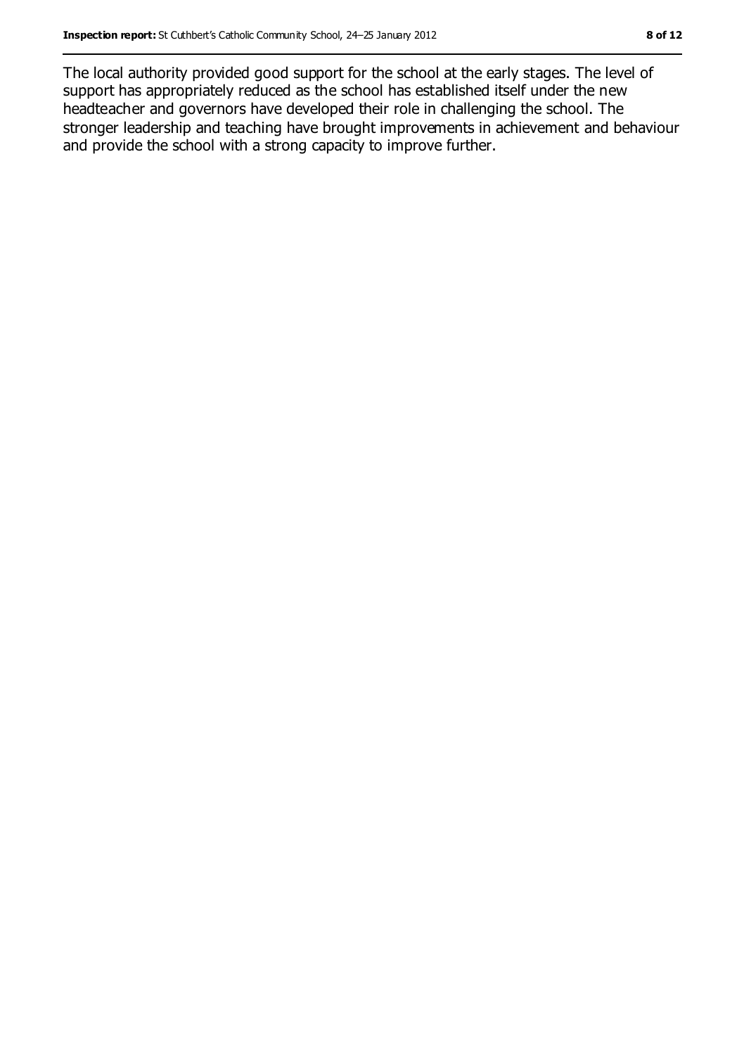The local authority provided good support for the school at the early stages. The level of support has appropriately reduced as the school has established itself under the new headteacher and governors have developed their role in challenging the school. The stronger leadership and teaching have brought improvements in achievement and behaviour and provide the school with a strong capacity to improve further.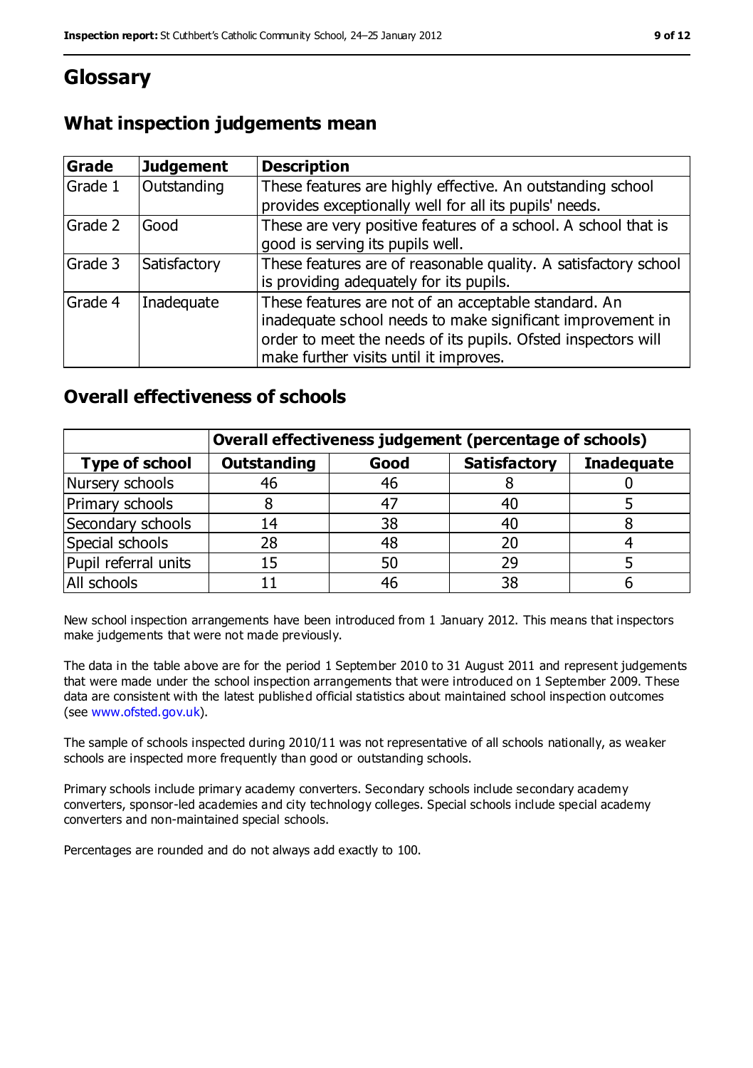# Glossary

## What inspection judgements mean

| Grade | Judgement | Description |
|---|---|---|
| Grade 1 | Outstanding | These features are highly effective. An outstanding school provides exceptionally well for all its pupils' needs. |
| Grade 2 | Good | These are very positive features of a school. A school that is good is serving its pupils well. |
| Grade 3 | Satisfactory | These features are of reasonable quality. A satisfactory school is providing adequately for its pupils. |
| Grade 4 | Inadequate | These features are not of an acceptable standard. An inadequate school needs to make significant improvement in order to meet the needs of its pupils. Ofsted inspectors will make further visits until it improves. |

## Overall effectiveness of schools

| | Overall effectiveness judgement (percentage of schools) | | | |
|---|---|---|---|---|
| **Type of school** | **Outstanding** | **Good** | **Satisfactory** | **Inadequate** |
| Nursery schools | 46 | 46 | 8 | 0 |
| Primary schools | 8 | 47 | 40 | 5 |
| Secondary schools | 14 | 38 | 40 | 8 |
| Special schools | 28 | 48 | 20 | 4 |
| Pupil referral units | 15 | 50 | 29 | 5 |
| All schools | 11 | 46 | 38 | 6 |

New school inspection arrangements have been introduced from 1 January 2012. This means that inspectors make judgements that were not made previously.

The data in the table above are for the period 1 September 2010 to 31 August 2011 and represent judgements that were made under the school inspection arrangements that were introduced on 1 September 2009. These data are consistent with the latest published official statistics about maintained school inspection outcomes (see www.ofsted.gov.uk).

The sample of schools inspected during 2010/11 was not representative of all schools nationally, as weaker schools are inspected more frequently than good or outstanding schools.

Primary schools include primary academy converters. Secondary schools include secondary academy converters, sponsor-led academies and city technology colleges. Special schools include special academy converters and non-maintained special schools.

Percentages are rounded and do not always add exactly to 100.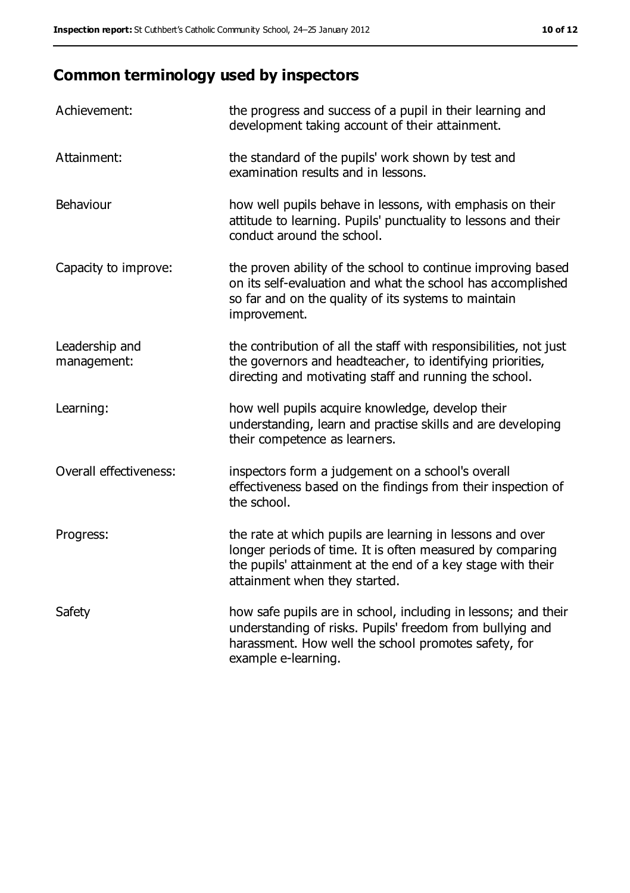## Common terminology used by inspectors

| | |
|---|---|
| Achievement: | the progress and success of a pupil in their learning and development taking account of their attainment. |
| Attainment: | the standard of the pupils' work shown by test and examination results and in lessons. |
| Behaviour | how well pupils behave in lessons, with emphasis on their attitude to learning. Pupils' punctuality to lessons and their conduct around the school. |
| Capacity to improve: | the proven ability of the school to continue improving based on its self-evaluation and what the school has accomplished so far and on the quality of its systems to maintain improvement. |
| Leadership and management: | the contribution of all the staff with responsibilities, not just the governors and headteacher, to identifying priorities, directing and motivating staff and running the school. |
| Learning: | how well pupils acquire knowledge, develop their understanding, learn and practise skills and are developing their competence as learners. |
| Overall effectiveness: | inspectors form a judgement on a school's overall effectiveness based on the findings from their inspection of the school. |
| Progress: | the rate at which pupils are learning in lessons and over longer periods of time. It is often measured by comparing the pupils' attainment at the end of a key stage with their attainment when they started. |
| Safety | how safe pupils are in school, including in lessons; and their understanding of risks. Pupils' freedom from bullying and harassment. How well the school promotes safety, for example e-learning. |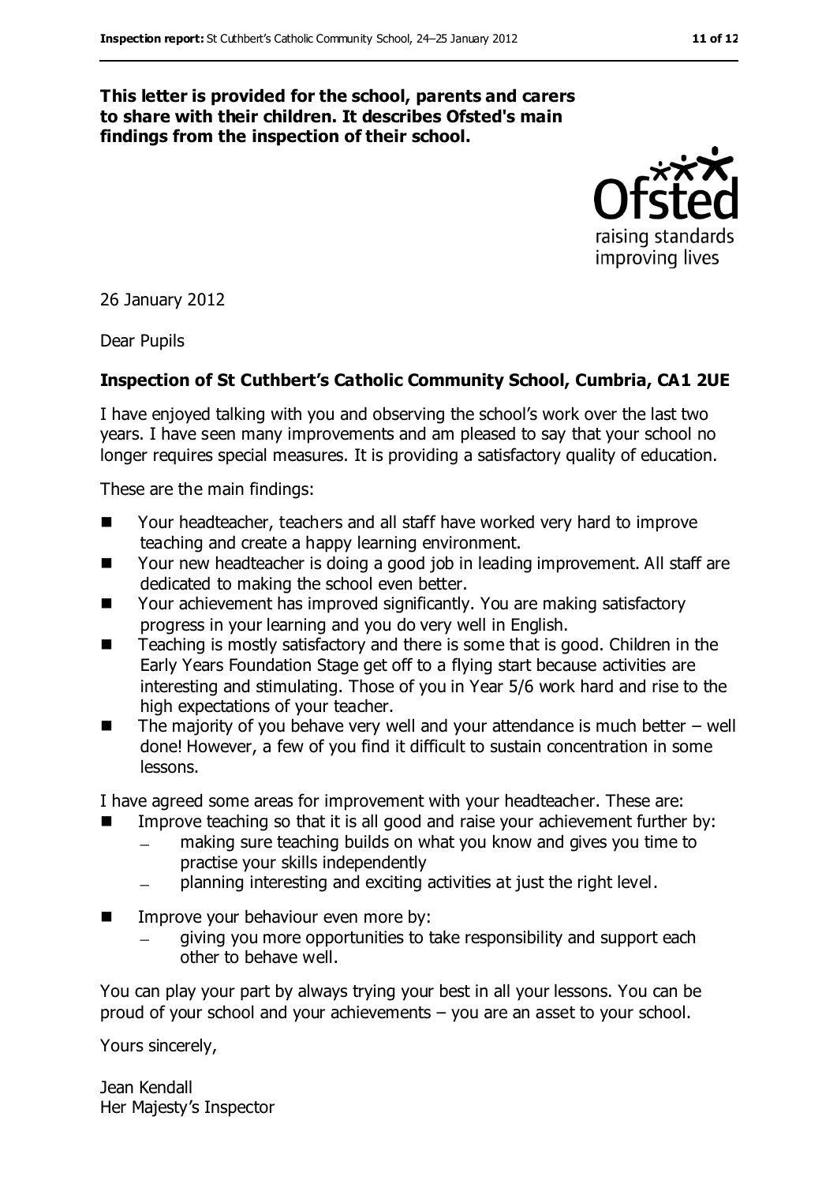**This letter is provided for the school, parents and carers to share with their children. It describes Ofsted's main findings from the inspection of their school.**

26 January 2012

Dear Pupils

**Inspection of St Cuthbert's Catholic Community School, Cumbria, CA1 2UE**

I have enjoyed talking with you and observing the school's work over the last two years. I have seen many improvements and am pleased to say that your school no longer requires special measures. It is providing a satisfactory quality of education.

These are the main findings:

- Your headteacher, teachers and all staff have worked very hard to improve teaching and create a happy learning environment.
- Your new headteacher is doing a good job in leading improvement. All staff are dedicated to making the school even better.
- Your achievement has improved significantly. You are making satisfactory progress in your learning and you do very well in English.
- Teaching is mostly satisfactory and there is some that is good. Children in the Early Years Foundation Stage get off to a flying start because activities are interesting and stimulating. Those of you in Year 5/6 work hard and rise to the high expectations of your teacher.
- The majority of you behave very well and your attendance is much better – well done! However, a few of you find it difficult to sustain concentration in some lessons.

I have agreed some areas for improvement with your headteacher. These are:

- Improve teaching so that it is all good and raise your achievement further by:
  - making sure teaching builds on what you know and gives you time to practise your skills independently
  - planning interesting and exciting activities at just the right level.
- Improve your behaviour even more by:
  - giving you more opportunities to take responsibility and support each other to behave well.

You can play your part by always trying your best in all your lessons. You can be proud of your school and your achievements – you are an asset to your school.

Yours sincerely,

Jean Kendall
Her Majesty's Inspector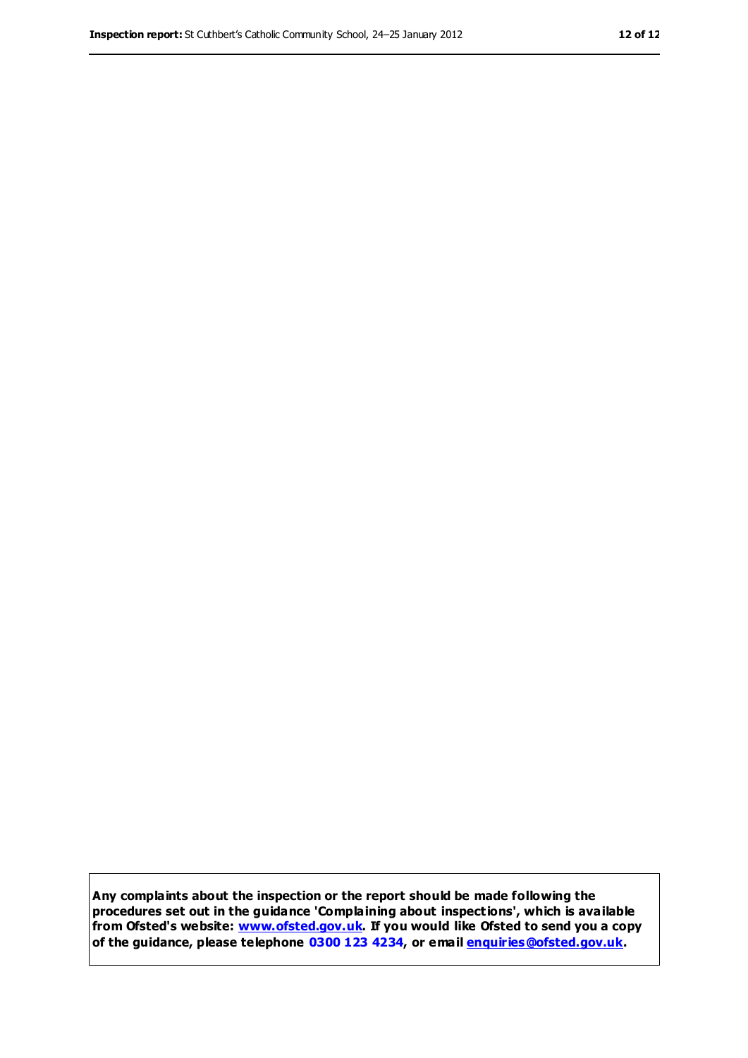**Any complaints about the inspection or the report should be made following the procedures set out in the guidance 'Complaining about inspections', which is available from Ofsted's website: [www.ofsted.gov.uk](http://www.ofsted.gov.uk). If you would like Ofsted to send you a copy of the guidance, please telephone 0300 123 4234, or email [enquiries@ofsted.gov.uk](mailto:enquiries@ofsted.gov.uk).**